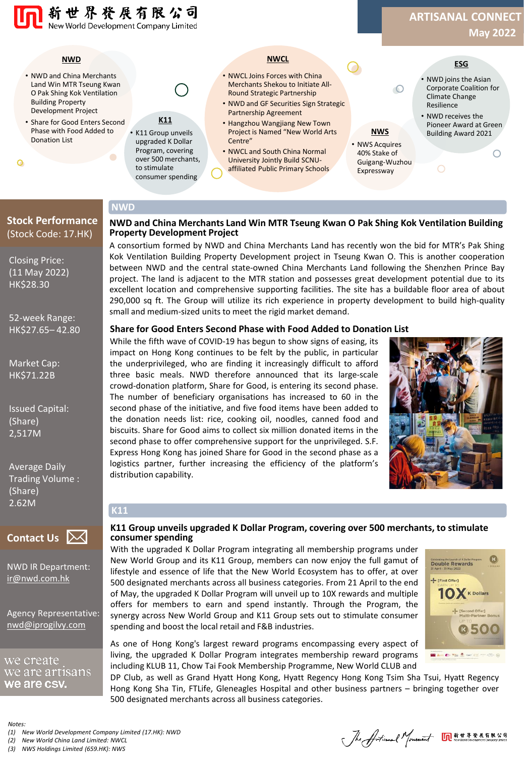新世界發展有限公司
New World Development Company Limited

# ARTISANAL CONNECT
## May 2022

**NWD**
- NWD and China Merchants Land Win MTR Tseung Kwan O Pak Shing Kok Ventilation Building Property Development Project
- Share for Good Enters Second Phase with Food Added to Donation List

**K11**
- K11 Group unveils upgraded K Dollar Program, covering over 500 merchants, to stimulate consumer spending

**NWCL**
- NWCL Joins Forces with China Merchants Shekou to Initiate All-Round Strategic Partnership
- NWD and GF Securities Sign Strategic Partnership Agreement
- Hangzhou Wangjiang New Town Project is Named "New World Arts Centre"
- NWCL and South China Normal University Jointly Build SCNU-affiliated Public Primary Schools

**NWS**
- NWS Acquires 40% Stake of Guigang-Wuzhou Expressway

**ESG**
- NWD joins the Asian Corporate Coalition for Climate Change Resilience
- NWD receives the Pioneer Award at Green Building Award 2021

## Stock Performance
(Stock Code: 17.HK)

Closing Price:
(11 May 2022)
HK$28.30

52-week Range:
HK$27.65– 42.80

Market Cap:
HK$71.22B

Issued Capital:
(Share)
2,517M

Average Daily Trading Volume :
(Share)
2.62M

## Contact Us

NWD IR Department:
ir@nwd.com.hk

Agency Representative:
nwd@iprogilvy.com

we create
we are artisans
we are csv.

## NWD

### NWD and China Merchants Land Win MTR Tseung Kwan O Pak Shing Kok Ventilation Building Property Development Project

A consortium formed by NWD and China Merchants Land has recently won the bid for MTR's Pak Shing Kok Ventilation Building Property Development project in Tseung Kwan O. This is another cooperation between NWD and the central state-owned China Merchants Land following the Shenzhen Prince Bay project. The land is adjacent to the MTR station and possesses great development potential due to its excellent location and comprehensive supporting facilities. The site has a buildable floor area of about 290,000 sq ft. The Group will utilize its rich experience in property development to build high-quality small and medium-sized units to meet the rigid market demand.

### Share for Good Enters Second Phase with Food Added to Donation List

While the fifth wave of COVID-19 has begun to show signs of easing, its impact on Hong Kong continues to be felt by the public, in particular the underprivileged, who are finding it increasingly difficult to afford three basic meals. NWD therefore announced that its large-scale crowd-donation platform, Share for Good, is entering its second phase. The number of beneficiary organisations has increased to 60 in the second phase of the initiative, and five food items have been added to the donation needs list: rice, cooking oil, noodles, canned food and biscuits. Share for Good aims to collect six million donated items in the second phase to offer comprehensive support for the unprivileged. S.F. Express Hong Kong has joined Share for Good in the second phase as a logistics partner, further increasing the efficiency of the platform's distribution capability.

## K11

### K11 Group unveils upgraded K Dollar Program, covering over 500 merchants, to stimulate consumer spending

With the upgraded K Dollar Program integrating all membership programs under New World Group and its K11 Group, members can now enjoy the full gamut of lifestyle and essence of life that the New World Ecosystem has to offer, at over 500 designated merchants across all business categories. From 21 April to the end of May, the upgraded K Dollar Program will unveil up to 10X rewards and multiple offers for members to earn and spend instantly. Through the Program, the synergy across New World Group and K11 Group sets out to stimulate consumer spending and boost the local retail and F&B industries.

As one of Hong Kong's largest reward programs encompassing every aspect of living, the upgraded K Dollar Program integrates membership reward programs including KLUB 11, Chow Tai Fook Membership Programme, New World CLUB and DP Club, as well as Grand Hyatt Hong Kong, Hyatt Regency Hong Kong Tsim Sha Tsui, Hyatt Regency Hong Kong Sha Tin, FTLife, Gleneagles Hospital and other business partners – bringing together over 500 designated merchants across all business categories.

*Notes:*
*(1) New World Development Company Limited (17.HK): NWD*
*(2) New World China Land Limited: NWCL*
*(3) NWS Holdings Limited (659.HK): NWS*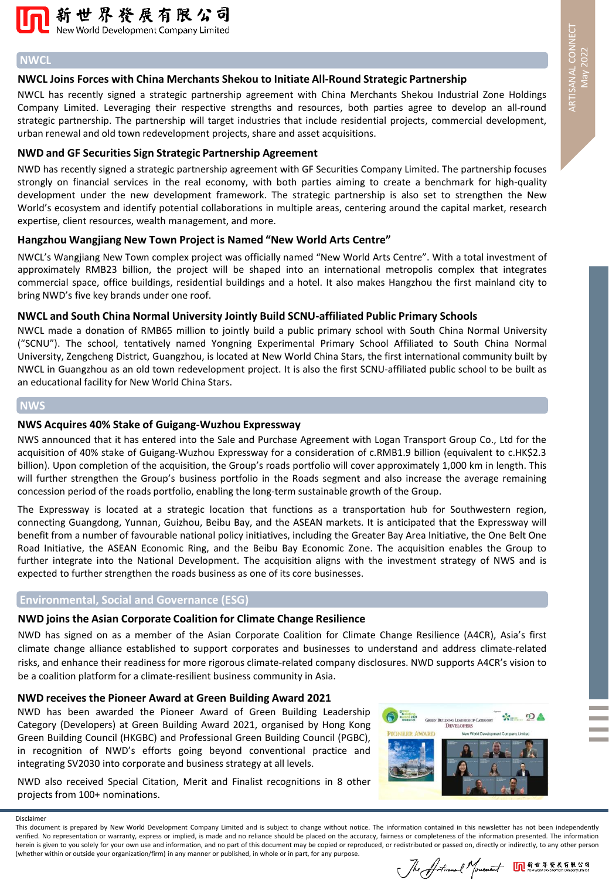## NWCL

### NWCL Joins Forces with China Merchants Shekou to Initiate All-Round Strategic Partnership

NWCL has recently signed a strategic partnership agreement with China Merchants Shekou Industrial Zone Holdings Company Limited. Leveraging their respective strengths and resources, both parties agree to develop an all-round strategic partnership. The partnership will target industries that include residential projects, commercial development, urban renewal and old town redevelopment projects, share and asset acquisitions.

### NWD and GF Securities Sign Strategic Partnership Agreement

NWD has recently signed a strategic partnership agreement with GF Securities Company Limited. The partnership focuses strongly on financial services in the real economy, with both parties aiming to create a benchmark for high-quality development under the new development framework. The strategic partnership is also set to strengthen the New World's ecosystem and identify potential collaborations in multiple areas, centering around the capital market, research expertise, client resources, wealth management, and more.

### Hangzhou Wangjiang New Town Project is Named "New World Arts Centre"

NWCL's Wangjiang New Town complex project was officially named "New World Arts Centre". With a total investment of approximately RMB23 billion, the project will be shaped into an international metropolis complex that integrates commercial space, office buildings, residential buildings and a hotel. It also makes Hangzhou the first mainland city to bring NWD's five key brands under one roof.

### NWCL and South China Normal University Jointly Build SCNU-affiliated Public Primary Schools

NWCL made a donation of RMB65 million to jointly build a public primary school with South China Normal University ("SCNU"). The school, tentatively named Yongning Experimental Primary School Affiliated to South China Normal University, Zengcheng District, Guangzhou, is located at New World China Stars, the first international community built by NWCL in Guangzhou as an old town redevelopment project. It is also the first SCNU-affiliated public school to be built as an educational facility for New World China Stars.

## NWS

### NWS Acquires 40% Stake of Guigang-Wuzhou Expressway

NWS announced that it has entered into the Sale and Purchase Agreement with Logan Transport Group Co., Ltd for the acquisition of 40% stake of Guigang-Wuzhou Expressway for a consideration of c.RMB1.9 billion (equivalent to c.HK$2.3 billion). Upon completion of the acquisition, the Group's roads portfolio will cover approximately 1,000 km in length. This will further strengthen the Group's business portfolio in the Roads segment and also increase the average remaining concession period of the roads portfolio, enabling the long-term sustainable growth of the Group.

The Expressway is located at a strategic location that functions as a transportation hub for Southwestern region, connecting Guangdong, Yunnan, Guizhou, Beibu Bay, and the ASEAN markets. It is anticipated that the Expressway will benefit from a number of favourable national policy initiatives, including the Greater Bay Area Initiative, the One Belt One Road Initiative, the ASEAN Economic Ring, and the Beibu Bay Economic Zone. The acquisition enables the Group to further integrate into the National Development. The acquisition aligns with the investment strategy of NWS and is expected to further strengthen the roads business as one of its core businesses.

## Environmental, Social and Governance (ESG)

### NWD joins the Asian Corporate Coalition for Climate Change Resilience

NWD has signed on as a member of the Asian Corporate Coalition for Climate Change Resilience (A4CR), Asia's first climate change alliance established to support corporates and businesses to understand and address climate-related risks, and enhance their readiness for more rigorous climate-related company disclosures. NWD supports A4CR's vision to be a coalition platform for a climate-resilient business community in Asia.

### NWD receives the Pioneer Award at Green Building Award 2021

NWD has been awarded the Pioneer Award of Green Building Leadership Category (Developers) at Green Building Award 2021, organised by Hong Kong Green Building Council (HKGBC) and Professional Green Building Council (PGBC), in recognition of NWD's efforts going beyond conventional practice and integrating SV2030 into corporate and business strategy at all levels.

NWD also received Special Citation, Merit and Finalist recognitions in 8 other projects from 100+ nominations.

Disclaimer

This document is prepared by New World Development Company Limited and is subject to change without notice. The information contained in this newsletter has not been independently verified. No representation or warranty, express or implied, is made and no reliance should be placed on the accuracy, fairness or completeness of the information presented. The information herein is given to you solely for your own use and information, and no part of this document may be copied or reproduced, or redistributed or passed on, directly or indirectly, to any other person (whether within or outside your organization/firm) in any manner or published, in whole or in part, for any purpose.